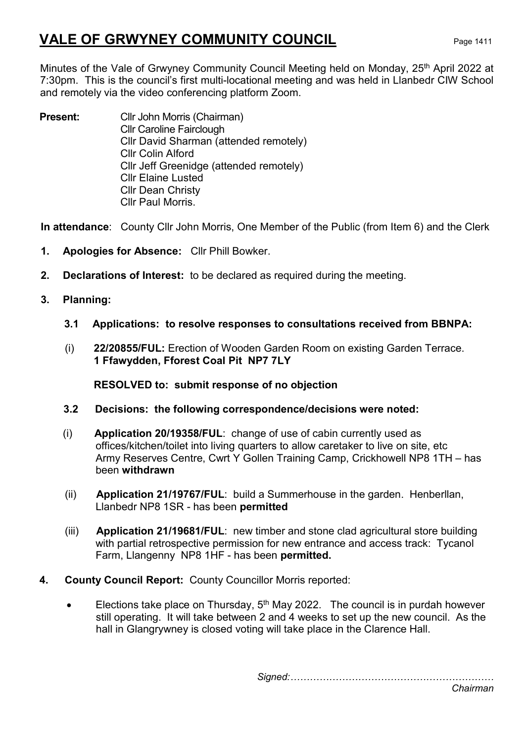# VALE OF GRWYNEY COMMUNITY COUNCIL

Minutes of the Vale of Grwyney Community Council Meeting held on Monday, 25th April 2022 at 7:30pm. This is the council's first multi-locational meeting and was held in Llanbedr CIW School and remotely via the video conferencing platform Zoom.

**Present:** Cllr John Morris (Chairman)
Cllr Caroline Fairclough
Cllr David Sharman (attended remotely)
Cllr Colin Alford
Cllr Jeff Greenidge (attended remotely)
Cllr Elaine Lusted
Cllr Dean Christy
Cllr Paul Morris.

**In attendance**: County Cllr John Morris, One Member of the Public (from Item 6) and the Clerk

1. **Apologies for Absence:** Cllr Phill Bowker.

2. **Declarations of Interest:** to be declared as required during the meeting.

3. **Planning:**

   **3.1 Applications: to resolve responses to consultations received from BBNPA:**

   (i) **22/20855/FUL:** Erection of Wooden Garden Room on existing Garden Terrace. **1 Ffawydden, Fforest Coal Pit NP7 7LY**

   **RESOLVED to: submit response of no objection**

   **3.2 Decisions: the following correspondence/decisions were noted:**

   (i) **Application 20/19358/FUL**: change of use of cabin currently used as offices/kitchen/toilet into living quarters to allow caretaker to live on site, etc Army Reserves Centre, Cwrt Y Gollen Training Camp, Crickhowell NP8 1TH – has been **withdrawn**

   (ii) **Application 21/19767/FUL**: build a Summerhouse in the garden. Henberllan, Llanbedr NP8 1SR - has been **permitted**

   (iii) **Application 21/19681/FUL**: new timber and stone clad agricultural store building with partial retrospective permission for new entrance and access track: Tycanol Farm, Llangenny NP8 1HF - has been **permitted.**

4. **County Council Report:** County Councillor Morris reported:

   - Elections take place on Thursday, 5th May 2022. The council is in purdah however still operating. It will take between 2 and 4 weeks to set up the new council. As the hall in Glangrywney is closed voting will take place in the Clarence Hall.

*Signed:………………………………………………………*
*Chairman*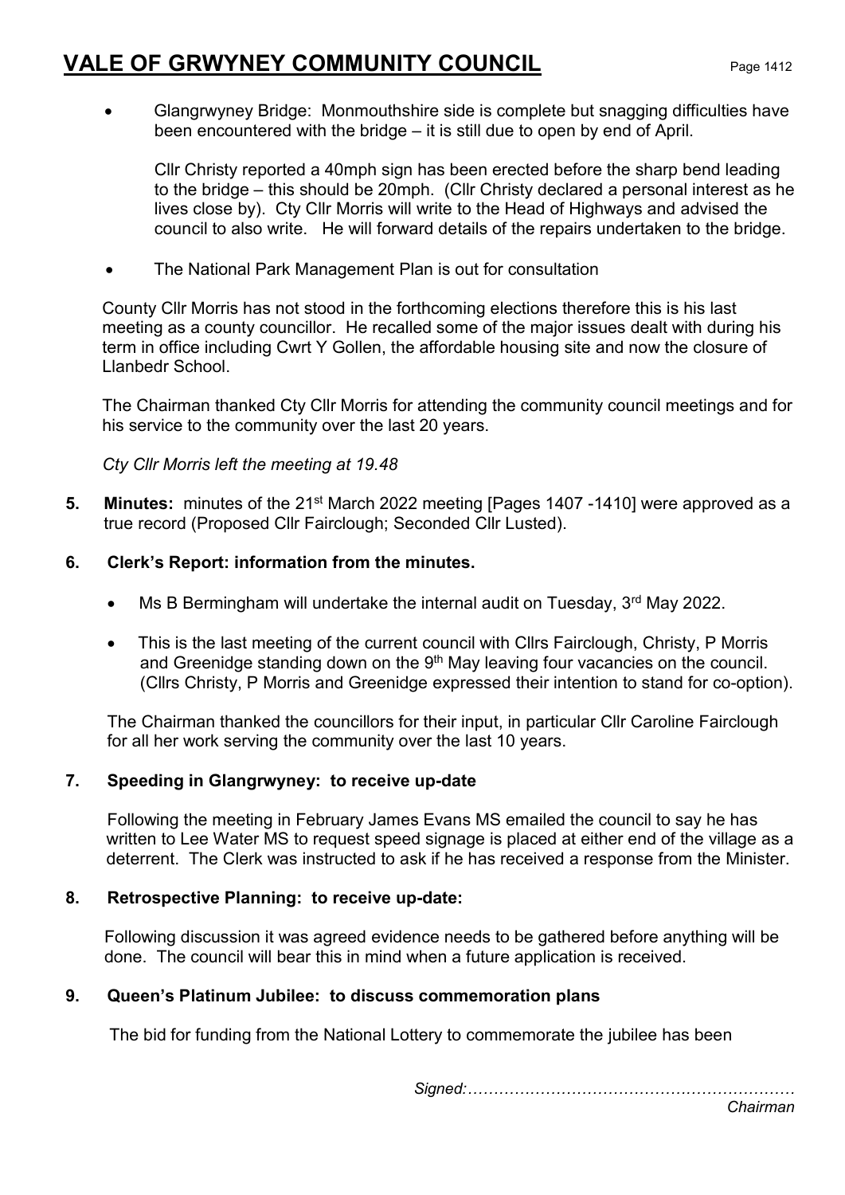- Glangrwyney Bridge: Monmouthshire side is complete but snagging difficulties have been encountered with the bridge – it is still due to open by end of April.

  Cllr Christy reported a 40mph sign has been erected before the sharp bend leading to the bridge – this should be 20mph. (Cllr Christy declared a personal interest as he lives close by). Cty Cllr Morris will write to the Head of Highways and advised the council to also write. He will forward details of the repairs undertaken to the bridge.

- The National Park Management Plan is out for consultation

County Cllr Morris has not stood in the forthcoming elections therefore this is his last meeting as a county councillor. He recalled some of the major issues dealt with during his term in office including Cwrt Y Gollen, the affordable housing site and now the closure of Llanbedr School.

The Chairman thanked Cty Cllr Morris for attending the community council meetings and for his service to the community over the last 20 years.

*Cty Cllr Morris left the meeting at 19.48*

**5. Minutes:** minutes of the 21st March 2022 meeting [Pages 1407 -1410] were approved as a true record (Proposed Cllr Fairclough; Seconded Cllr Lusted).

**6. Clerk's Report: information from the minutes.**

- Ms B Bermingham will undertake the internal audit on Tuesday, 3rd May 2022.
- This is the last meeting of the current council with Cllrs Fairclough, Christy, P Morris and Greenidge standing down on the 9th May leaving four vacancies on the council. (Cllrs Christy, P Morris and Greenidge expressed their intention to stand for co-option).

The Chairman thanked the councillors for their input, in particular Cllr Caroline Fairclough for all her work serving the community over the last 10 years.

**7. Speeding in Glangrwyney: to receive up-date**

Following the meeting in February James Evans MS emailed the council to say he has written to Lee Water MS to request speed signage is placed at either end of the village as a deterrent. The Clerk was instructed to ask if he has received a response from the Minister.

**8. Retrospective Planning: to receive up-date:**

Following discussion it was agreed evidence needs to be gathered before anything will be done. The council will bear this in mind when a future application is received.

**9. Queen's Platinum Jubilee: to discuss commemoration plans**

The bid for funding from the National Lottery to commemorate the jubilee has been

*Signed:………………………………………………………*
*Chairman*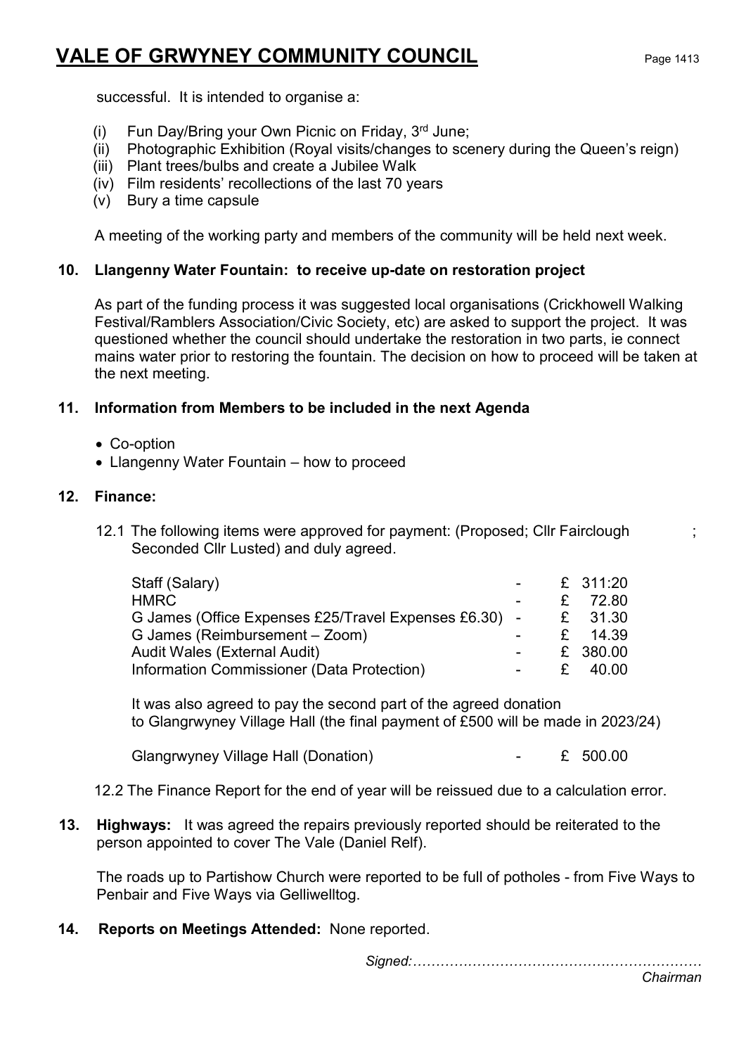successful. It is intended to organise a:

(i) Fun Day/Bring your Own Picnic on Friday, 3rd June;
(ii) Photographic Exhibition (Royal visits/changes to scenery during the Queen's reign)
(iii) Plant trees/bulbs and create a Jubilee Walk
(iv) Film residents' recollections of the last 70 years
(v) Bury a time capsule

A meeting of the working party and members of the community will be held next week.

**10. Llangenny Water Fountain: to receive up-date on restoration project**

As part of the funding process it was suggested local organisations (Crickhowell Walking Festival/Ramblers Association/Civic Society, etc) are asked to support the project. It was questioned whether the council should undertake the restoration in two parts, ie connect mains water prior to restoring the fountain. The decision on how to proceed will be taken at the next meeting.

**11. Information from Members to be included in the next Agenda**

- Co-option
- Llangenny Water Fountain – how to proceed

**12. Finance:**

12.1 The following items were approved for payment: (Proposed; Cllr Fairclough ; Seconded Cllr Lusted) and duly agreed.

| | | |
|---|---|---|
| Staff (Salary) | - | £ 311:20 |
| HMRC | - | £ 72.80 |
| G James (Office Expenses £25/Travel Expenses £6.30) | - | £ 31.30 |
| G James (Reimbursement – Zoom) | - | £ 14.39 |
| Audit Wales (External Audit) | - | £ 380.00 |
| Information Commissioner (Data Protection) | - | £ 40.00 |

It was also agreed to pay the second part of the agreed donation to Glangrwyney Village Hall (the final payment of £500 will be made in 2023/24)

| | | |
|---|---|---|
| Glangrwyney Village Hall (Donation) | - | £ 500.00 |

12.2 The Finance Report for the end of year will be reissued due to a calculation error.

**13. Highways:** It was agreed the repairs previously reported should be reiterated to the person appointed to cover The Vale (Daniel Relf).

The roads up to Partishow Church were reported to be full of potholes - from Five Ways to Penbair and Five Ways via Gelliwelltog.

**14. Reports on Meetings Attended:** None reported.

*Signed:………………………………………………………*
*Chairman*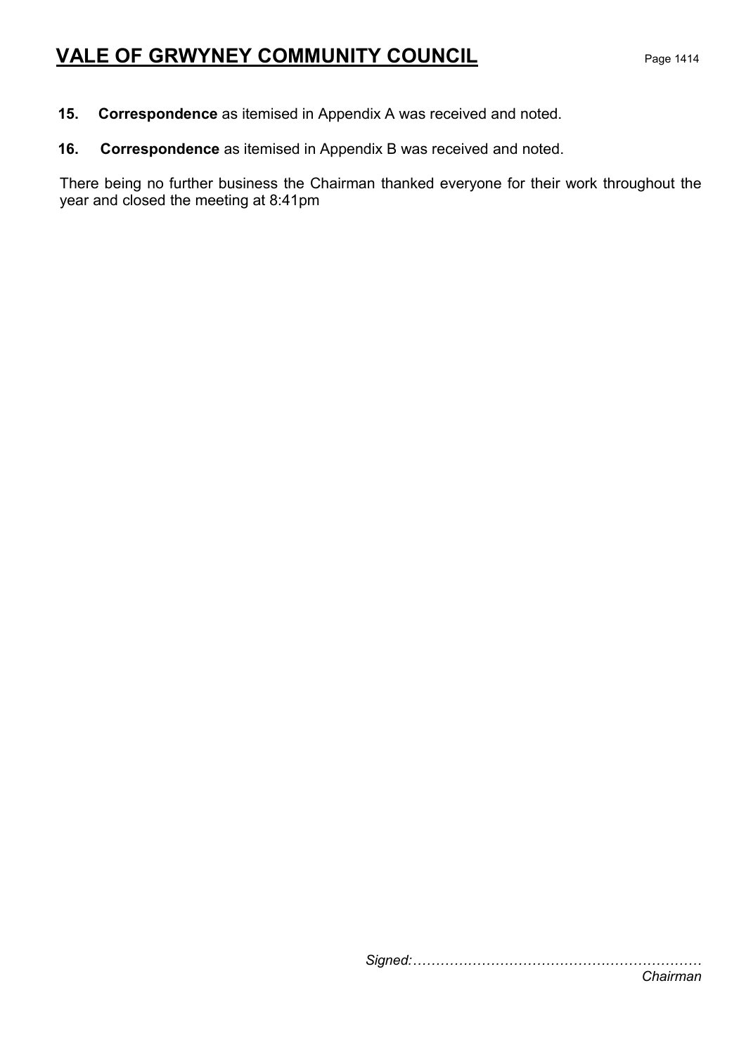**15. Correspondence** as itemised in Appendix A was received and noted.

**16. Correspondence** as itemised in Appendix B was received and noted.

There being no further business the Chairman thanked everyone for their work throughout the year and closed the meeting at 8:41pm

*Signed:………………………………………………………*
*Chairman*